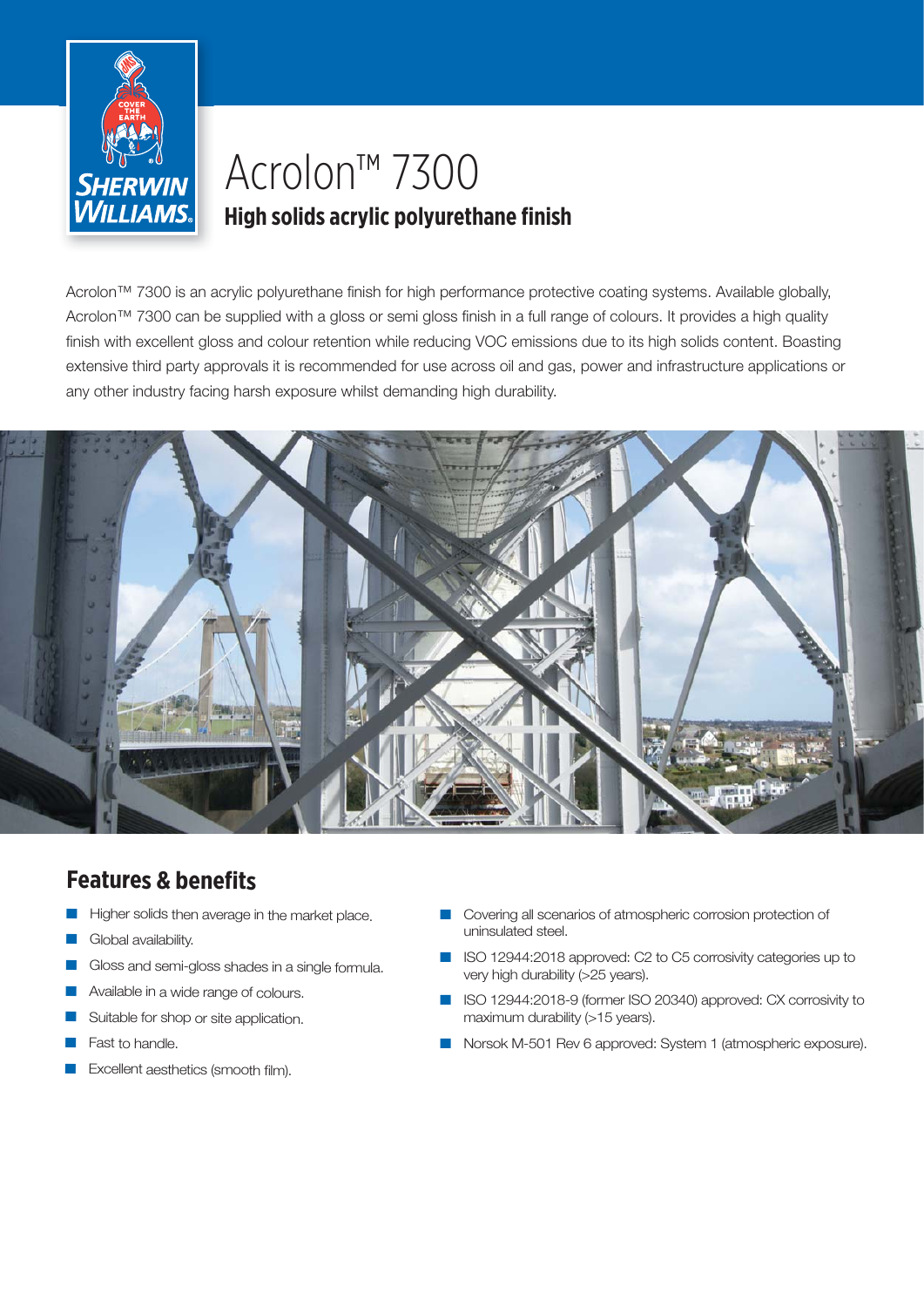# Acrolon™ 7300

## High solids acrylic polyurethane finish

Acrolon™ 7300 is an acrylic polyurethane finish for high performance protective coating systems. Available globally, Acrolon™ 7300 can be supplied with a gloss or semi gloss finish in a full range of colours. It provides a high quality finish with excellent gloss and colour retention while reducing VOC emissions due to its high solids content. Boasting extensive third party approvals it is recommended for use across oil and gas, power and infrastructure applications or any other industry facing harsh exposure whilst demanding high durability.

## Features & benefits

- Higher solids then average in the market place.
- Global availability.
- Gloss and semi-gloss shades in a single formula.
- Available in a wide range of colours.
- Suitable for shop or site application.
- Fast to handle.
- Excellent aesthetics (smooth film).
- Covering all scenarios of atmospheric corrosion protection of uninsulated steel.
- ISO 12944:2018 approved: C2 to C5 corrosivity categories up to very high durability (>25 years).
- ISO 12944:2018-9 (former ISO 20340) approved: CX corrosivity to maximum durability (>15 years).
- Norsok M-501 Rev 6 approved: System 1 (atmospheric exposure).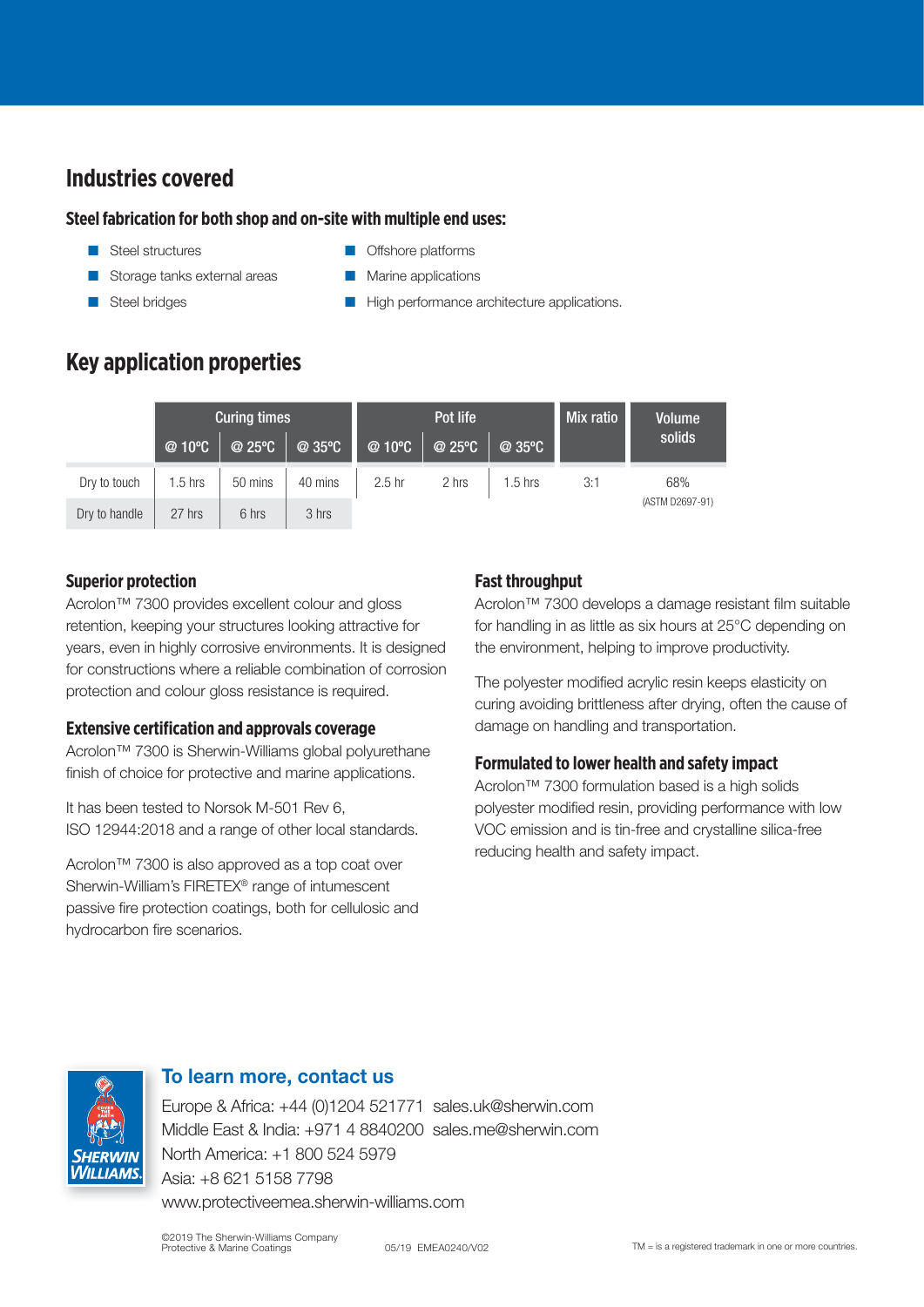## Industries covered

### Steel fabrication for both shop and on-site with multiple end uses:

- Steel structures
- Storage tanks external areas
- Steel bridges
- Offshore platforms
- Marine applications
- High performance architecture applications.

## Key application properties

| | Curing times | | | Pot life | | | Mix ratio | Volume solids |
|---|---|---|---|---|---|---|---|---|
| | @ 10ºC | @ 25ºC | @ 35ºC | @ 10ºC | @ 25ºC | @ 35ºC | | |
| Dry to touch | 1.5 hrs | 50 mins | 40 mins | 2.5 hr | 2 hrs | 1.5 hrs | 3:1 | 68% (ASTM D2697-91) |
| Dry to handle | 27 hrs | 6 hrs | 3 hrs | | | | | |

### Superior protection

Acrolon™ 7300 provides excellent colour and gloss retention, keeping your structures looking attractive for years, even in highly corrosive environments. It is designed for constructions where a reliable combination of corrosion protection and colour gloss resistance is required.

### Extensive certification and approvals coverage

Acrolon™ 7300 is Sherwin-Williams global polyurethane finish of choice for protective and marine applications.

It has been tested to Norsok M-501 Rev 6, ISO 12944:2018 and a range of other local standards.

Acrolon™ 7300 is also approved as a top coat over Sherwin-William's FIRETEX® range of intumescent passive fire protection coatings, both for cellulosic and hydrocarbon fire scenarios.

### Fast throughput

Acrolon™ 7300 develops a damage resistant film suitable for handling in as little as six hours at 25°C depending on the environment, helping to improve productivity.

The polyester modified acrylic resin keeps elasticity on curing avoiding brittleness after drying, often the cause of damage on handling and transportation.

### Formulated to lower health and safety impact

Acrolon™ 7300 formulation based is a high solids polyester modified resin, providing performance with low VOC emission and is tin-free and crystalline silica-free reducing health and safety impact.

## To learn more, contact us

Europe & Africa: +44 (0)1204 521771 sales.uk@sherwin.com
Middle East & India: +971 4 8840200 sales.me@sherwin.com
North America: +1 800 524 5979
Asia: +8 621 5158 7798
www.protectiveemea.sherwin-williams.com

©2019 The Sherwin-Williams Company
Protective & Marine Coatings

05/19 EMEA0240/V02

TM = is a registered trademark in one or more countries.